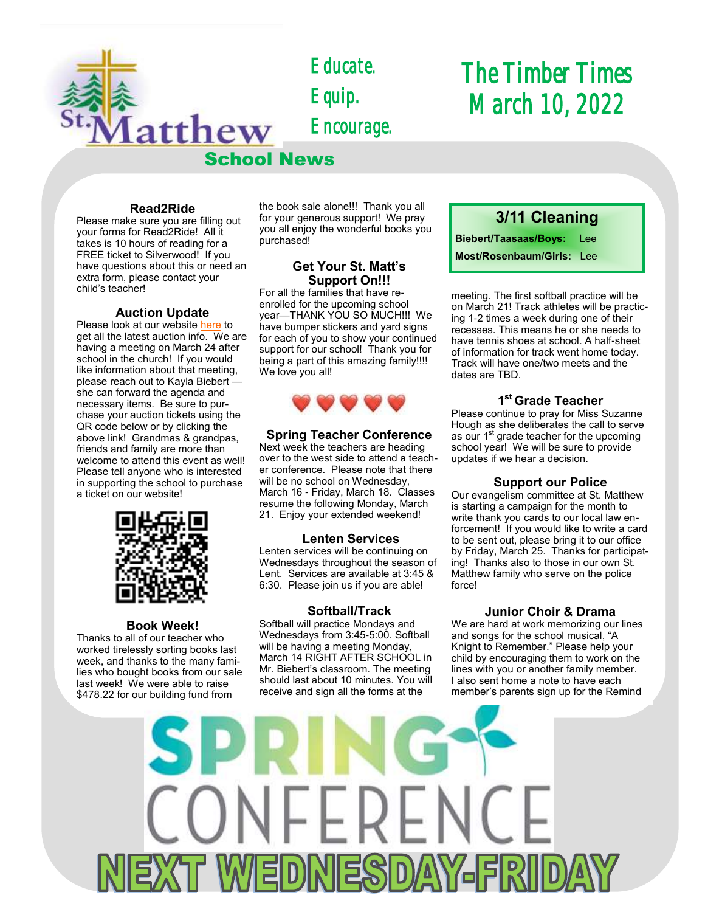St. Matthew School News

Educate.
Equip.
Encourage.

# The Timber Times
# March 10, 2022

### Read2Ride
Please make sure you are filling out your forms for Read2Ride! All it takes is 10 hours of reading for a FREE ticket to Silverwood! If you have questions about this or need an extra form, please contact your child's teacher!

### Auction Update
Please look at our website here to get all the latest auction info. We are having a meeting on March 24 after school in the church! If you would like information about that meeting, please reach out to Kayla Biebert — she can forward the agenda and necessary items. Be sure to purchase your auction tickets using the QR code below or by clicking the above link! Grandmas & grandpas, friends and family are more than welcome to attend this event as well! Please tell anyone who is interested in supporting the school to purchase a ticket on our website!

### Book Week!
Thanks to all of our teacher who worked tirelessly sorting books last week, and thanks to the many families who bought books from our sale last week! We were able to raise $478.22 for our building fund from the book sale alone!!! Thank you all for your generous support! We pray you all enjoy the wonderful books you purchased!

### Get Your St. Matt's Support On!!!
For all the families that have re-enrolled for the upcoming school year—THANK YOU SO MUCH!!! We have bumper stickers and yard signs for each of you to show your continued support for our school! Thank you for being a part of this amazing family!!!! We love you all!

### Spring Teacher Conference
Next week the teachers are heading over to the west side to attend a teacher conference. Please note that there will be no school on Wednesday, March 16 - Friday, March 18. Classes resume the following Monday, March 21. Enjoy your extended weekend!

### Lenten Services
Lenten services will be continuing on Wednesdays throughout the season of Lent. Services are available at 3:45 & 6:30. Please join us if you are able!

### Softball/Track
Softball will practice Mondays and Wednesdays from 3:45-5:00. Softball will be having a meeting Monday, March 14 RIGHT AFTER SCHOOL in Mr. Biebert's classroom. The meeting should last about 10 minutes. You will receive and sign all the forms at the meeting. The first softball practice will be on March 21! Track athletes will be practicing 1-2 times a week during one of their recesses. This means he or she needs to have tennis shoes at school. A half-sheet of information for track went home today. Track will have one/two meets and the dates are TBD.

### 3/11 Cleaning
**Biebert/Taasaas/Boys:** Lee
**Most/Rosenbaum/Girls:** Lee

### 1st Grade Teacher
Please continue to pray for Miss Suzanne Hough as she deliberates the call to serve as our 1st grade teacher for the upcoming school year! We will be sure to provide updates if we hear a decision.

### Support our Police
Our evangelism committee at St. Matthew is starting a campaign for the month to write thank you cards to our local law enforcement! If you would like to write a card to be sent out, please bring it to our office by Friday, March 25. Thanks for participating! Thanks also to those in our own St. Matthew family who serve on the police force!

### Junior Choir & Drama
We are hard at work memorizing our lines and songs for the school musical, "A Knight to Remember." Please help your child by encouraging them to work on the lines with you or another family member. I also sent home a note to have each member's parents sign up for the Remind

SPRING CONFERENCE
NEXT WEDNESDAY-FRIDAY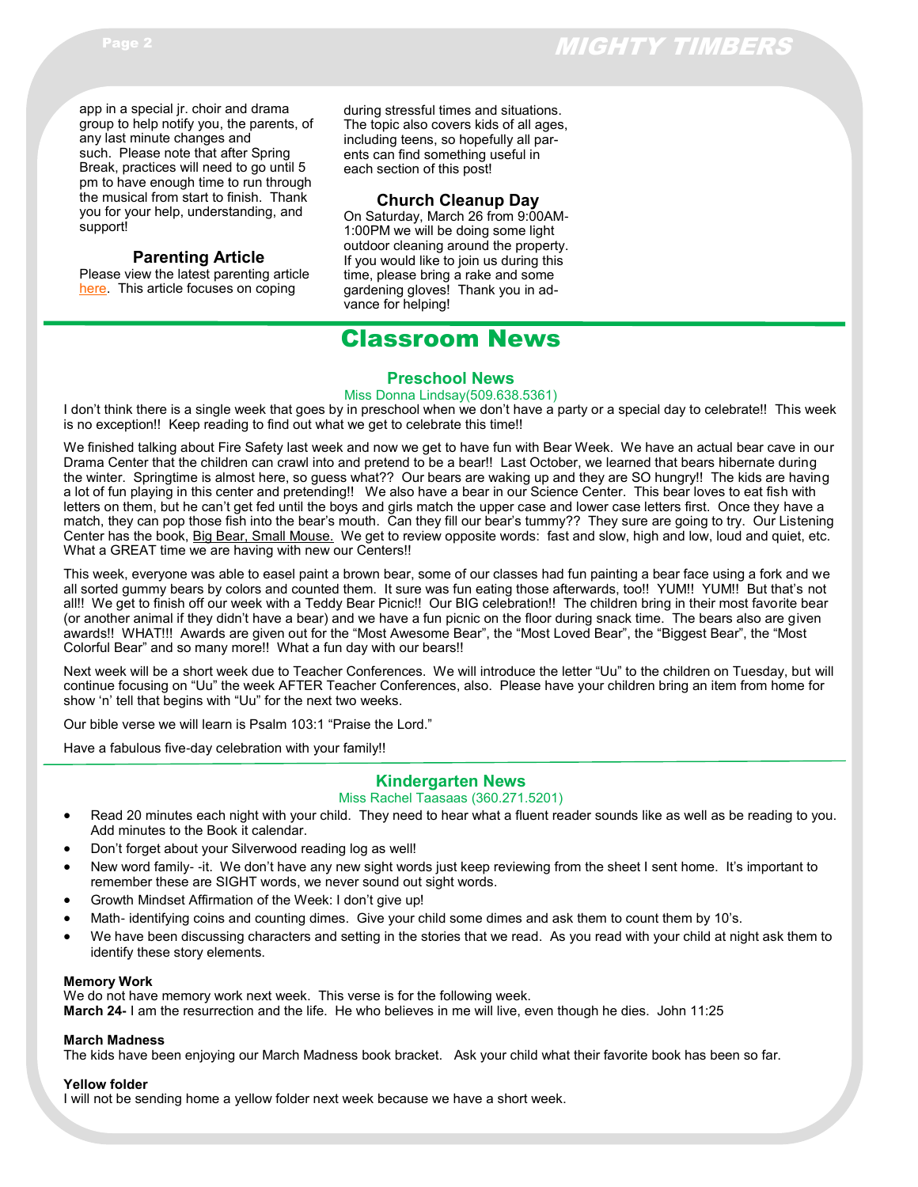app in a special jr. choir and drama group to help notify you, the parents, of any last minute changes and such. Please note that after Spring Break, practices will need to go until 5 pm to have enough time to run through the musical from start to finish. Thank you for your help, understanding, and support!

### Parenting Article

Please view the latest parenting article here. This article focuses on coping during stressful times and situations. The topic also covers kids of all ages, including teens, so hopefully all parents can find something useful in each section of this post!

### Church Cleanup Day

On Saturday, March 26 from 9:00AM-1:00PM we will be doing some light outdoor cleaning around the property. If you would like to join us during this time, please bring a rake and some gardening gloves! Thank you in advance for helping!

## Classroom News

### Preschool News

Miss Donna Lindsay(509.638.5361)

I don't think there is a single week that goes by in preschool when we don't have a party or a special day to celebrate!! This week is no exception!! Keep reading to find out what we get to celebrate this time!!

We finished talking about Fire Safety last week and now we get to have fun with Bear Week. We have an actual bear cave in our Drama Center that the children can crawl into and pretend to be a bear!! Last October, we learned that bears hibernate during the winter. Springtime is almost here, so guess what?? Our bears are waking up and they are SO hungry!! The kids are having a lot of fun playing in this center and pretending!! We also have a bear in our Science Center. This bear loves to eat fish with letters on them, but he can't get fed until the boys and girls match the upper case and lower case letters first. Once they have a match, they can pop those fish into the bear's mouth. Can they fill our bear's tummy?? They sure are going to try. Our Listening Center has the book, Big Bear, Small Mouse. We get to review opposite words: fast and slow, high and low, loud and quiet, etc. What a GREAT time we are having with new our Centers!!

This week, everyone was able to easel paint a brown bear, some of our classes had fun painting a bear face using a fork and we all sorted gummy bears by colors and counted them. It sure was fun eating those afterwards, too!! YUM!! YUM!! But that's not all!! We get to finish off our week with a Teddy Bear Picnic!! Our BIG celebration!! The children bring in their most favorite bear (or another animal if they didn't have a bear) and we have a fun picnic on the floor during snack time. The bears also are given awards!! WHAT!!! Awards are given out for the "Most Awesome Bear", the "Most Loved Bear", the "Biggest Bear", the "Most Colorful Bear" and so many more!! What a fun day with our bears!!

Next week will be a short week due to Teacher Conferences. We will introduce the letter "Uu" to the children on Tuesday, but will continue focusing on "Uu" the week AFTER Teacher Conferences, also. Please have your children bring an item from home for show 'n' tell that begins with "Uu" for the next two weeks.

Our bible verse we will learn is Psalm 103:1 "Praise the Lord."

Have a fabulous five-day celebration with your family!!

### Kindergarten News

Miss Rachel Taasaas (360.271.5201)

- Read 20 minutes each night with your child. They need to hear what a fluent reader sounds like as well as be reading to you. Add minutes to the Book it calendar.
- Don't forget about your Silverwood reading log as well!
- New word family- -it. We don't have any new sight words just keep reviewing from the sheet I sent home. It's important to remember these are SIGHT words, we never sound out sight words.
- Growth Mindset Affirmation of the Week: I don't give up!
- Math- identifying coins and counting dimes. Give your child some dimes and ask them to count them by 10's.
- We have been discussing characters and setting in the stories that we read. As you read with your child at night ask them to identify these story elements.

**Memory Work**
We do not have memory work next week. This verse is for the following week.
**March 24-** I am the resurrection and the life. He who believes in me will live, even though he dies. John 11:25

**March Madness**
The kids have been enjoying our March Madness book bracket. Ask your child what their favorite book has been so far.

**Yellow folder**
I will not be sending home a yellow folder next week because we have a short week.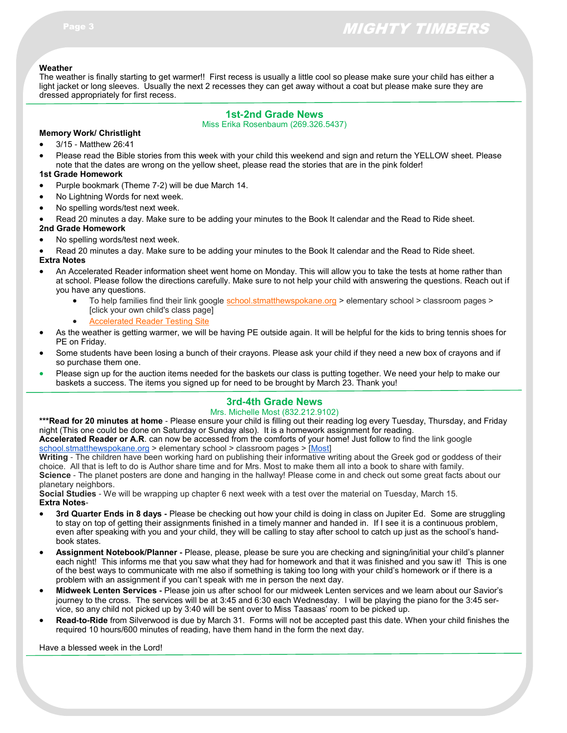**Weather**

The weather is finally starting to get warmer!! First recess is usually a little cool so please make sure your child has either a light jacket or long sleeves. Usually the next 2 recesses they can get away without a coat but please make sure they are dressed appropriately for first recess.

## 1st-2nd Grade News

Miss Erika Rosenbaum (269.326.5437)

**Memory Work/ Christlight**

- 3/15 - Matthew 26:41
- Please read the Bible stories from this week with your child this weekend and sign and return the YELLOW sheet. Please note that the dates are wrong on the yellow sheet, please read the stories that are in the pink folder!

**1st Grade Homework**

- Purple bookmark (Theme 7-2) will be due March 14.
- No Lightning Words for next week.
- No spelling words/test next week.
- Read 20 minutes a day. Make sure to be adding your minutes to the Book It calendar and the Read to Ride sheet.

**2nd Grade Homework**

- No spelling words/test next week.
- Read 20 minutes a day. Make sure to be adding your minutes to the Book It calendar and the Read to Ride sheet.

**Extra Notes**

- An Accelerated Reader information sheet went home on Monday. This will allow you to take the tests at home rather than at school. Please follow the directions carefully. Make sure to not help your child with answering the questions. Reach out if you have any questions.
  - To help families find their link google school.stmatthewspokane.org > elementary school > classroom pages > [click your own child's class page]
  - Accelerated Reader Testing Site
- As the weather is getting warmer, we will be having PE outside again. It will be helpful for the kids to bring tennis shoes for PE on Friday.
- Some students have been losing a bunch of their crayons. Please ask your child if they need a new box of crayons and if so purchase them one.
- Please sign up for the auction items needed for the baskets our class is putting together. We need your help to make our baskets a success. The items you signed up for need to be brought by March 23. Thank you!

## 3rd-4th Grade News

Mrs. Michelle Most (832.212.9102)

**\*\*\*Read for 20 minutes at home** - Please ensure your child is filling out their reading log every Tuesday, Thursday, and Friday night (This one could be done on Saturday or Sunday also). It is a homework assignment for reading.

**Accelerated Reader or A.R**. can now be accessed from the comforts of your home! Just follow to find the link google school.stmatthewspokane.org > elementary school > classroom pages > [Most]

**Writing** - The children have been working hard on publishing their informative writing about the Greek god or goddess of their choice. All that is left to do is Author share time and for Mrs. Most to make them all into a book to share with family.

**Science** - The planet posters are done and hanging in the hallway! Please come in and check out some great facts about our planetary neighbors.

**Social Studies** - We will be wrapping up chapter 6 next week with a test over the material on Tuesday, March 15.

**Extra Notes**-

- **3rd Quarter Ends in 8 days -** Please be checking out how your child is doing in class on Jupiter Ed. Some are struggling to stay on top of getting their assignments finished in a timely manner and handed in. If I see it is a continuous problem, even after speaking with you and your child, they will be calling to stay after school to catch up just as the school's hand-book states.
- **Assignment Notebook/Planner -** Please, please, please be sure you are checking and signing/initial your child's planner each night! This informs me that you saw what they had for homework and that it was finished and you saw it! This is one of the best ways to communicate with me also if something is taking too long with your child's homework or if there is a problem with an assignment if you can't speak with me in person the next day.
- **Midweek Lenten Services -** Please join us after school for our midweek Lenten services and we learn about our Savior's journey to the cross. The services will be at 3:45 and 6:30 each Wednesday. I will be playing the piano for the 3:45 ser-vice, so any child not picked up by 3:40 will be sent over to Miss Taasaas' room to be picked up.
- **Read-to-Ride** from Silverwood is due by March 31. Forms will not be accepted past this date. When your child finishes the required 10 hours/600 minutes of reading, have them hand in the form the next day.

Have a blessed week in the Lord!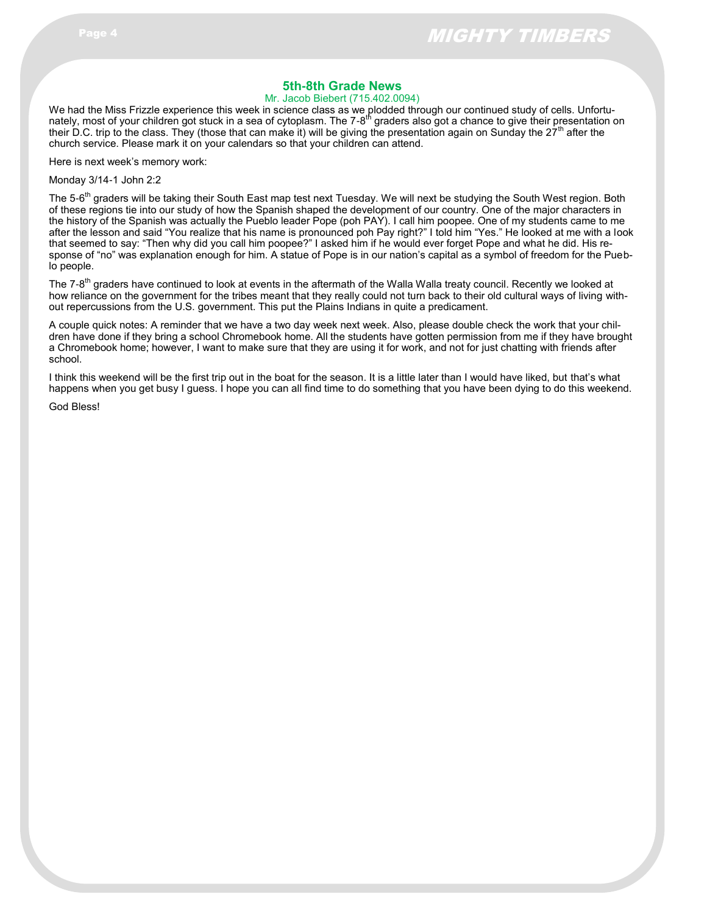## 5th-8th Grade News

Mr. Jacob Biebert (715.402.0094)

We had the Miss Frizzle experience this week in science class as we plodded through our continued study of cells. Unfortunately, most of your children got stuck in a sea of cytoplasm. The 7-8th graders also got a chance to give their presentation on their D.C. trip to the class. They (those that can make it) will be giving the presentation again on Sunday the 27th after the church service. Please mark it on your calendars so that your children can attend.

Here is next week's memory work:

Monday 3/14-1 John 2:2

The 5-6th graders will be taking their South East map test next Tuesday. We will next be studying the South West region. Both of these regions tie into our study of how the Spanish shaped the development of our country. One of the major characters in the history of the Spanish was actually the Pueblo leader Pope (poh PAY). I call him poopee. One of my students came to me after the lesson and said "You realize that his name is pronounced poh Pay right?" I told him "Yes." He looked at me with a look that seemed to say: "Then why did you call him poopee?" I asked him if he would ever forget Pope and what he did. His response of "no" was explanation enough for him. A statue of Pope is in our nation's capital as a symbol of freedom for the Pueblo people.

The 7-8th graders have continued to look at events in the aftermath of the Walla Walla treaty council. Recently we looked at how reliance on the government for the tribes meant that they really could not turn back to their old cultural ways of living without repercussions from the U.S. government. This put the Plains Indians in quite a predicament.

A couple quick notes: A reminder that we have a two day week next week. Also, please double check the work that your children have done if they bring a school Chromebook home. All the students have gotten permission from me if they have brought a Chromebook home; however, I want to make sure that they are using it for work, and not for just chatting with friends after school.

I think this weekend will be the first trip out in the boat for the season. It is a little later than I would have liked, but that's what happens when you get busy I guess. I hope you can all find time to do something that you have been dying to do this weekend.

God Bless!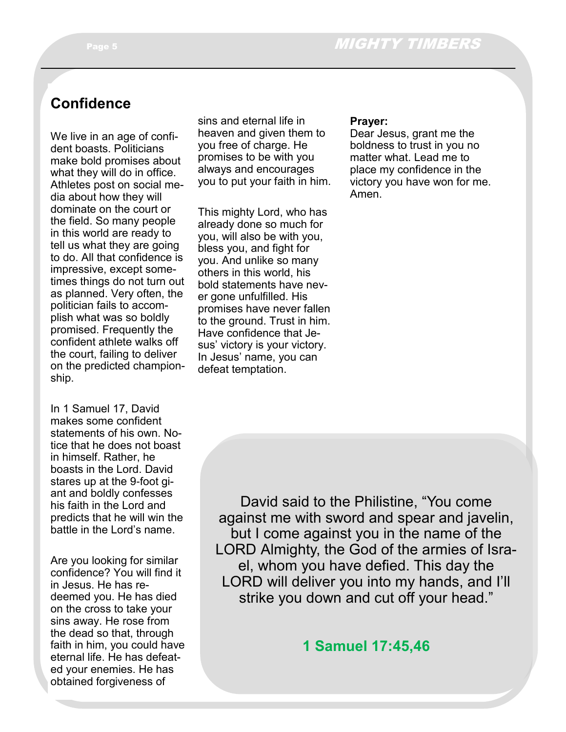## Confidence

We live in an age of confident boasts. Politicians make bold promises about what they will do in office. Athletes post on social media about how they will dominate on the court or the field. So many people in this world are ready to tell us what they are going to do. All that confidence is impressive, except sometimes things do not turn out as planned. Very often, the politician fails to accomplish what was so boldly promised. Frequently the confident athlete walks off the court, failing to deliver on the predicted championship.

In 1 Samuel 17, David makes some confident statements of his own. Notice that he does not boast in himself. Rather, he boasts in the Lord. David stares up at the 9-foot giant and boldly confesses his faith in the Lord and predicts that he will win the battle in the Lord's name.

Are you looking for similar confidence? You will find it in Jesus. He has redeemed you. He has died on the cross to take your sins away. He rose from the dead so that, through faith in him, you could have eternal life. He has defeated your enemies. He has obtained forgiveness of sins and eternal life in heaven and given them to you free of charge. He promises to be with you always and encourages you to put your faith in him.

This mighty Lord, who has already done so much for you, will also be with you, bless you, and fight for you. And unlike so many others in this world, his bold statements have never gone unfulfilled. His promises have never fallen to the ground. Trust in him. Have confidence that Jesus' victory is your victory. In Jesus' name, you can defeat temptation.

**Prayer:**
Dear Jesus, grant me the boldness to trust in you no matter what. Lead me to place my confidence in the victory you have won for me. Amen.

> David said to the Philistine, "You come against me with sword and spear and javelin, but I come against you in the name of the LORD Almighty, the God of the armies of Israel, whom you have defied. This day the LORD will deliver you into my hands, and I'll strike you down and cut off your head."
>
> **1 Samuel 17:45,46**